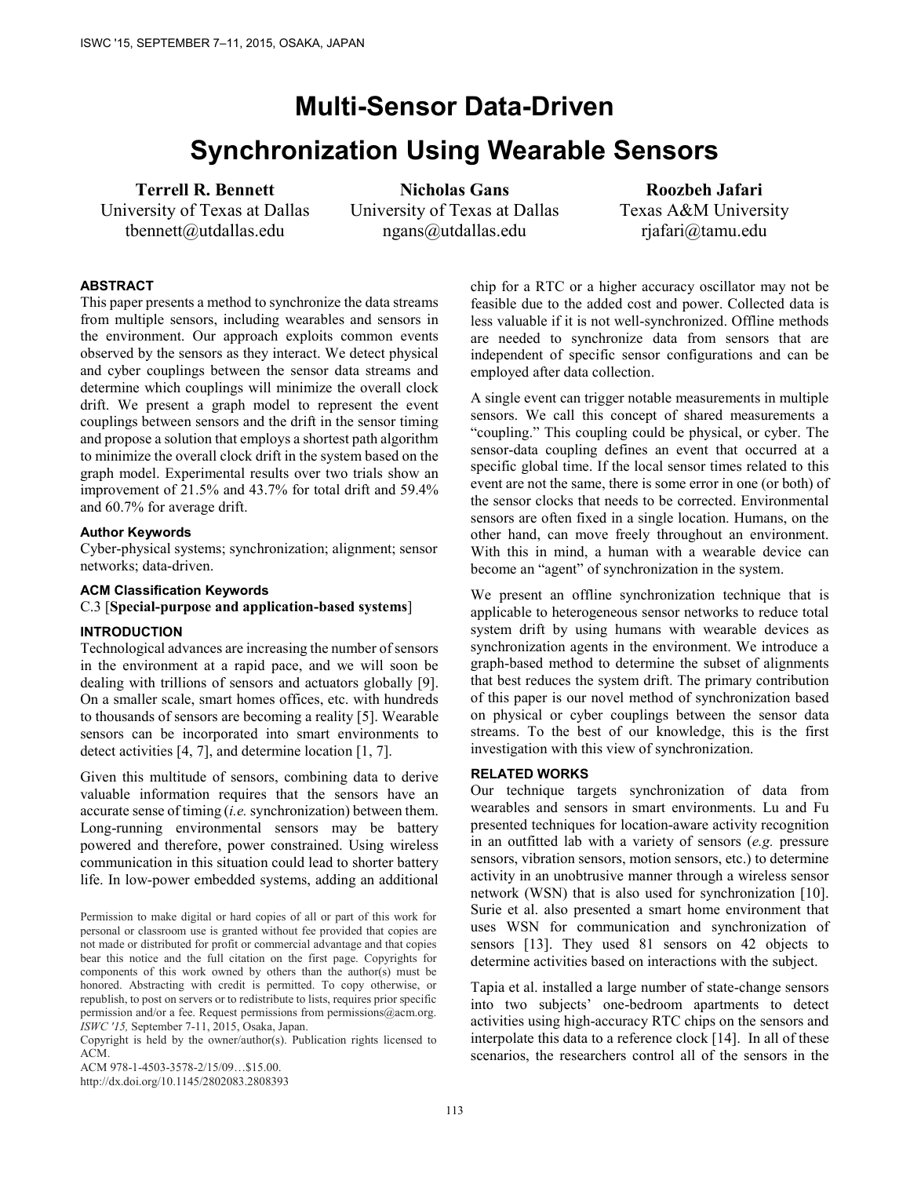# Multi-Sensor Data-Driven Synchronization Using Wearable Sensors

**Terrell R. Bennett**
University of Texas at Dallas
tbennett@utdallas.edu

**Nicholas Gans**
University of Texas at Dallas
ngans@utdallas.edu

**Roozbeh Jafari**
Texas A&M University
rjafari@tamu.edu

## ABSTRACT

This paper presents a method to synchronize the data streams from multiple sensors, including wearables and sensors in the environment. Our approach exploits common events observed by the sensors as they interact. We detect physical and cyber couplings between the sensor data streams and determine which couplings will minimize the overall clock drift. We present a graph model to represent the event couplings between sensors and the drift in the sensor timing and propose a solution that employs a shortest path algorithm to minimize the overall clock drift in the system based on the graph model. Experimental results over two trials show an improvement of 21.5% and 43.7% for total drift and 59.4% and 60.7% for average drift.

### Author Keywords

Cyber-physical systems; synchronization; alignment; sensor networks; data-driven.

### ACM Classification Keywords

C.3 [**Special-purpose and application-based systems**]

## INTRODUCTION

Technological advances are increasing the number of sensors in the environment at a rapid pace, and we will soon be dealing with trillions of sensors and actuators globally [9]. On a smaller scale, smart homes offices, etc. with hundreds to thousands of sensors are becoming a reality [5]. Wearable sensors can be incorporated into smart environments to detect activities [4, 7], and determine location [1, 7].

Given this multitude of sensors, combining data to derive valuable information requires that the sensors have an accurate sense of timing (*i.e.* synchronization) between them. Long-running environmental sensors may be battery powered and therefore, power constrained. Using wireless communication in this situation could lead to shorter battery life. In low-power embedded systems, adding an additional chip for a RTC or a higher accuracy oscillator may not be feasible due to the added cost and power. Collected data is less valuable if it is not well-synchronized. Offline methods are needed to synchronize data from sensors that are independent of specific sensor configurations and can be employed after data collection.

A single event can trigger notable measurements in multiple sensors. We call this concept of shared measurements a "coupling." This coupling could be physical, or cyber. The sensor-data coupling defines an event that occurred at a specific global time. If the local sensor times related to this event are not the same, there is some error in one (or both) of the sensor clocks that needs to be corrected. Environmental sensors are often fixed in a single location. Humans, on the other hand, can move freely throughout an environment. With this in mind, a human with a wearable device can become an "agent" of synchronization in the system.

We present an offline synchronization technique that is applicable to heterogeneous sensor networks to reduce total system drift by using humans with wearable devices as synchronization agents in the environment. We introduce a graph-based method to determine the subset of alignments that best reduces the system drift. The primary contribution of this paper is our novel method of synchronization based on physical or cyber couplings between the sensor data streams. To the best of our knowledge, this is the first investigation with this view of synchronization.

## RELATED WORKS

Our technique targets synchronization of data from wearables and sensors in smart environments. Lu and Fu presented techniques for location-aware activity recognition in an outfitted lab with a variety of sensors (*e.g.* pressure sensors, vibration sensors, motion sensors, etc.) to determine activity in an unobtrusive manner through a wireless sensor network (WSN) that is also used for synchronization [10]. Surie et al. also presented a smart home environment that uses WSN for communication and synchronization of sensors [13]. They used 81 sensors on 42 objects to determine activities based on interactions with the subject.

Tapia et al. installed a large number of state-change sensors into two subjects' one-bedroom apartments to detect activities using high-accuracy RTC chips on the sensors and interpolate this data to a reference clock [14]. In all of these scenarios, the researchers control all of the sensors in the

Permission to make digital or hard copies of all or part of this work for personal or classroom use is granted without fee provided that copies are not made or distributed for profit or commercial advantage and that copies bear this notice and the full citation on the first page. Copyrights for components of this work owned by others than the author(s) must be honored. Abstracting with credit is permitted. To copy otherwise, or republish, to post on servers or to redistribute to lists, requires prior specific permission and/or a fee. Request permissions from permissions@acm.org.
*ISWC '15,* September 7-11, 2015, Osaka, Japan.
Copyright is held by the owner/author(s). Publication rights licensed to ACM.
ACM 978-1-4503-3578-2/15/09…$15.00.
http://dx.doi.org/10.1145/2802083.2808393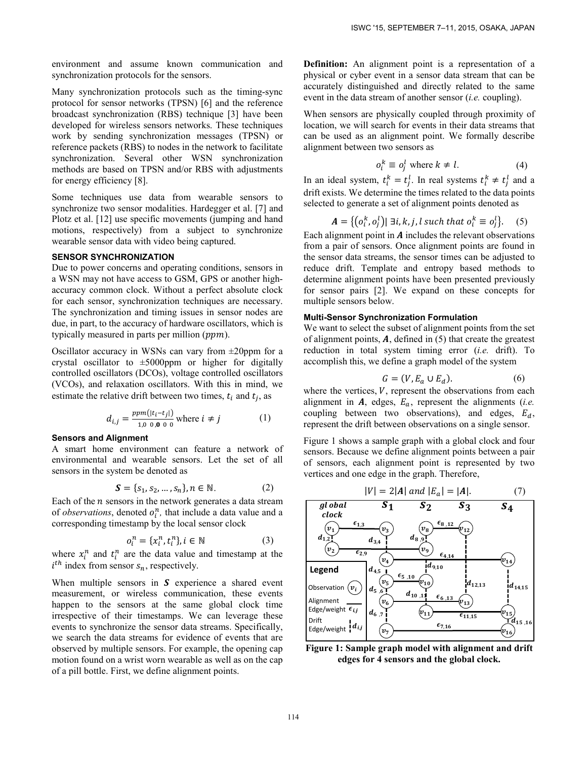environment and assume known communication and synchronization protocols for the sensors.

Many synchronization protocols such as the timing-sync protocol for sensor networks (TPSN) [6] and the reference broadcast synchronization (RBS) technique [3] have been developed for wireless sensors networks. These techniques work by sending synchronization messages (TPSN) or reference packets (RBS) to nodes in the network to facilitate synchronization. Several other WSN synchronization methods are based on TPSN and/or RBS with adjustments for energy efficiency [8].

Some techniques use data from wearable sensors to synchronize two sensor modalities. Hardegger et al. [7] and Plotz et al. [12] use specific movements (jumping and hand motions, respectively) from a subject to synchronize wearable sensor data with video being captured.

### SENSOR SYNCHRONIZATION

Due to power concerns and operating conditions, sensors in a WSN may not have access to GSM, GPS or another high-accuracy common clock. Without a perfect absolute clock for each sensor, synchronization techniques are necessary. The synchronization and timing issues in sensor nodes are due, in part, to the accuracy of hardware oscillators, which is typically measured in parts per million ($ppm$).

Oscillator accuracy in WSNs can vary from ±20ppm for a crystal oscillator to ±5000ppm or higher for digitally controlled oscillators (DCOs), voltage controlled oscillators (VCOs), and relaxation oscillators. With this in mind, we estimate the relative drift between two times, $t_i$ and $t_j$, as

$$d_{i,j} = \frac{ppm(|t_i - t_j|)}{1{,}000{,}000} \text{ where } i \neq j \tag{1}$$

#### Sensors and Alignment

A smart home environment can feature a network of environmental and wearable sensors. Let the set of all sensors in the system be denoted as

$$\boldsymbol{S} = \{s_1, s_2, \dots, s_n\}, n \in \mathbb{N}. \tag{2}$$

Each of the $n$ sensors in the network generates a data stream of *observations*, denoted $o_i^n$, that include a data value and a corresponding timestamp by the local sensor clock

$$o_i^n = \{x_i^n, t_i^n\}, i \in \mathbb{N} \tag{3}$$

where $x_i^n$ and $t_i^n$ are the data value and timestamp at the $i^{th}$ index from sensor $s_n$, respectively.

When multiple sensors in $\boldsymbol{S}$ experience a shared event measurement, or wireless communication, these events happen to the sensors at the same global clock time irrespective of their timestamps. We can leverage these events to synchronize the sensor data streams. Specifically, we search the data streams for evidence of events that are observed by multiple sensors. For example, the opening cap motion found on a wrist worn wearable as well as on the cap of a pill bottle. First, we define alignment points.

**Definition:** An alignment point is a representation of a physical or cyber event in a sensor data stream that can be accurately distinguished and directly related to the same event in the data stream of another sensor (*i.e.* coupling).

When sensors are physically coupled through proximity of location, we will search for events in their data streams that can be used as an alignment point. We formally describe alignment between two sensors as

$$o_i^k \equiv o_j^l \text{ where } k \neq l. \tag{4}$$

In an ideal system, $t_i^k = t_j^l$. In real systems $t_i^k \neq t_j^l$ and a drift exists. We determine the times related to the data points selected to generate a set of alignment points denoted as

$$\boldsymbol{A} = \{(o_i^k, o_j^l) | \exists i, k, j, l \text{ such that } o_i^k \equiv o_j^l\}. \tag{5}$$

Each alignment point in $\boldsymbol{A}$ includes the relevant observations from a pair of sensors. Once alignment points are found in the sensor data streams, the sensor times can be adjusted to reduce drift. Template and entropy based methods to determine alignment points have been presented previously for sensor pairs [2]. We expand on these concepts for multiple sensors below.

#### Multi-Sensor Synchronization Formulation

We want to select the subset of alignment points from the set of alignment points, $\boldsymbol{A}$, defined in (5) that create the greatest reduction in total system timing error (*i.e.* drift). To accomplish this, we define a graph model of the system

$$G = (V, E_a \cup E_d). \tag{6}$$

where the vertices, $V$, represent the observations from each alignment in $\boldsymbol{A}$, edges, $E_a$, represent the alignments (*i.e.* coupling between two observations), and edges, $E_d$, represent the drift between observations on a single sensor.

Figure 1 shows a sample graph with a global clock and four sensors. Because we define alignment points between a pair of sensors, each alignment point is represented by two vertices and one edge in the graph. Therefore,

$$|V| = 2|\boldsymbol{A}| \text{ and } |E_a| = |\boldsymbol{A}|. \tag{7}$$

**Figure 1: Sample graph model with alignment and drift edges for 4 sensors and the global clock.**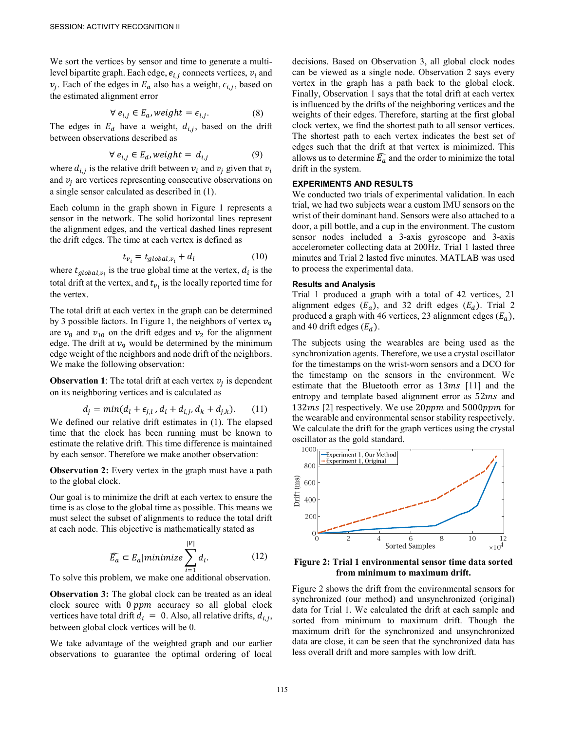We sort the vertices by sensor and time to generate a multi-level bipartite graph. Each edge, $e_{i,j}$ connects vertices, $v_i$ and $v_j$. Each of the edges in $E_a$ also has a weight, $\epsilon_{i,j}$, based on the estimated alignment error

$$\forall\, e_{i,j} \in E_a, weight = \epsilon_{i,j}. \tag{8}$$

The edges in $E_d$ have a weight, $d_{i,j}$, based on the drift between observations described as

$$\forall\, e_{i,j} \in E_d, weight = d_{i,j} \tag{9}$$

where $d_{i,j}$ is the relative drift between $v_i$ and $v_j$ given that $v_i$ and $v_j$ are vertices representing consecutive observations on a single sensor calculated as described in (1).

Each column in the graph shown in Figure 1 represents a sensor in the network. The solid horizontal lines represent the alignment edges, and the vertical dashed lines represent the drift edges. The time at each vertex is defined as

$$t_{v_i} = t_{global,v_i} + d_i \tag{10}$$

where $t_{global,v_i}$ is the true global time at the vertex, $d_i$ is the total drift at the vertex, and $t_{v_i}$ is the locally reported time for the vertex.

The total drift at each vertex in the graph can be determined by 3 possible factors. In Figure 1, the neighbors of vertex $v_9$ are $v_8$ and $v_{10}$ on the drift edges and $v_2$ for the alignment edge. The drift at $v_9$ would be determined by the minimum edge weight of the neighbors and node drift of the neighbors. We make the following observation:

**Observation 1**: The total drift at each vertex $v_j$ is dependent on its neighboring vertices and is calculated as

$$d_j = min(d_l + \epsilon_{j,l}\,, d_i + d_{i,j}, d_k + d_{j,k}). \tag{11}$$

We defined our relative drift estimates in (1). The elapsed time that the clock has been running must be known to estimate the relative drift. This time difference is maintained by each sensor. Therefore we make another observation:

**Observation 2:** Every vertex in the graph must have a path to the global clock.

Our goal is to minimize the drift at each vertex to ensure the time is as close to the global time as possible. This means we must select the subset of alignments to reduce the total drift at each node. This objective is mathematically stated as

$$\widehat{E_a} \subset E_a | minimize \sum_{i=1}^{|V|} d_i. \tag{12}$$

To solve this problem, we make one additional observation.

**Observation 3:** The global clock can be treated as an ideal clock source with $0\,ppm$ accuracy so all global clock vertices have total drift $d_i = 0$. Also, all relative drifts, $d_{i,j}$, between global clock vertices will be 0.

We take advantage of the weighted graph and our earlier observations to guarantee the optimal ordering of local decisions. Based on Observation 3, all global clock nodes can be viewed as a single node. Observation 2 says every vertex in the graph has a path back to the global clock. Finally, Observation 1 says that the total drift at each vertex is influenced by the drifts of the neighboring vertices and the weights of their edges. Therefore, starting at the first global clock vertex, we find the shortest path to all sensor vertices. The shortest path to each vertex indicates the best set of edges such that the drift at that vertex is minimized. This allows us to determine $\widehat{E_a}$ and the order to minimize the total drift in the system.

## EXPERIMENTS AND RESULTS

We conducted two trials of experimental validation. In each trial, we had two subjects wear a custom IMU sensors on the wrist of their dominant hand. Sensors were also attached to a door, a pill bottle, and a cup in the environment. The custom sensor nodes included a 3-axis gyroscope and 3-axis accelerometer collecting data at 200Hz. Trial 1 lasted three minutes and Trial 2 lasted five minutes. MATLAB was used to process the experimental data.

### Results and Analysis

Trial 1 produced a graph with a total of 42 vertices, 21 alignment edges ($E_a$), and 32 drift edges ($E_d$). Trial 2 produced a graph with 46 vertices, 23 alignment edges ($E_a$), and 40 drift edges ($E_d$).

The subjects using the wearables are being used as the synchronization agents. Therefore, we use a crystal oscillator for the timestamps on the wrist-worn sensors and a DCO for the timestamp on the sensors in the environment. We estimate that the Bluetooth error as $13ms$ [11] and the entropy and template based alignment error as $52ms$ and $132ms$ [2] respectively. We use $20ppm$ and $5000ppm$ for the wearable and environmental sensor stability respectively. We calculate the drift for the graph vertices using the crystal oscillator as the gold standard.

**Figure 2: Trial 1 environmental sensor time data sorted from minimum to maximum drift.**

Figure 2 shows the drift from the environmental sensors for synchronized (our method) and unsynchronized (original) data for Trial 1. We calculated the drift at each sample and sorted from minimum to maximum drift. Though the maximum drift for the synchronized and unsynchronized data are close, it can be seen that the synchronized data has less overall drift and more samples with low drift.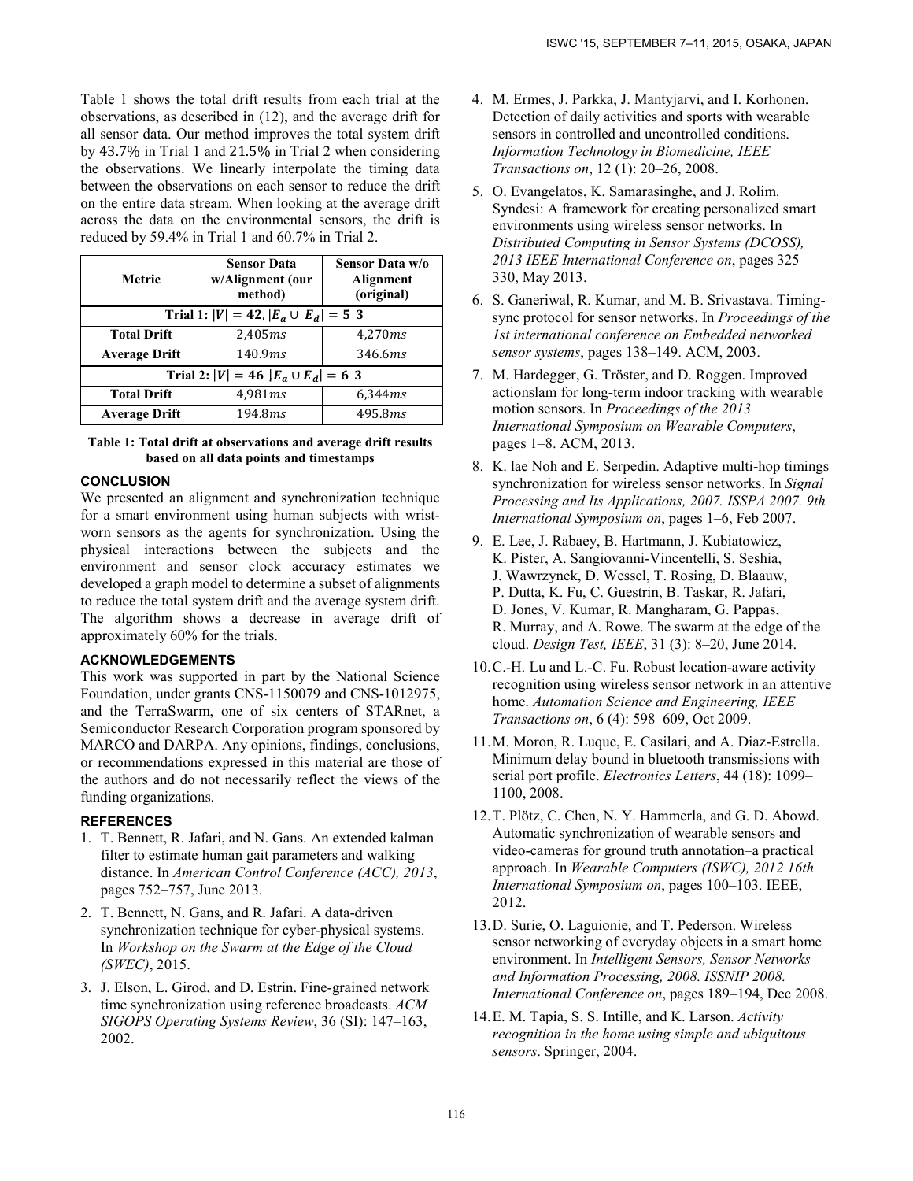Table 1 shows the total drift results from each trial at the observations, as described in (12), and the average drift for all sensor data. Our method improves the total system drift by 43.7% in Trial 1 and 21.5% in Trial 2 when considering the observations. We linearly interpolate the timing data between the observations on each sensor to reduce the drift on the entire data stream. When looking at the average drift across the data on the environmental sensors, the drift is reduced by 59.4% in Trial 1 and 60.7% in Trial 2.

| Metric | Sensor Data w/Alignment (our method) | Sensor Data w/o Alignment (original) |
|---|---|---|
| **Trial 1: $\lvert V\rvert = 42$, $\lvert E_a \cup E_d\rvert = 53$** | | |
| **Total Drift** | 2,405$ms$ | 4,270$ms$ |
| **Average Drift** | 140.9$ms$ | 346.6$ms$ |
| **Trial 2: $\lvert V\rvert = 46$ $\lvert E_a \cup E_d\rvert = 63$** | | |
| **Total Drift** | 4,981$ms$ | 6,344$ms$ |
| **Average Drift** | 194.8$ms$ | 495.8$ms$ |

**Table 1: Total drift at observations and average drift results based on all data points and timestamps**

## CONCLUSION

We presented an alignment and synchronization technique for a smart environment using human subjects with wrist-worn sensors as the agents for synchronization. Using the physical interactions between the subjects and the environment and sensor clock accuracy estimates we developed a graph model to determine a subset of alignments to reduce the total system drift and the average system drift. The algorithm shows a decrease in average drift of approximately 60% for the trials.

## ACKNOWLEDGEMENTS

This work was supported in part by the National Science Foundation, under grants CNS-1150079 and CNS-1012975, and the TerraSwarm, one of six centers of STARnet, a Semiconductor Research Corporation program sponsored by MARCO and DARPA. Any opinions, findings, conclusions, or recommendations expressed in this material are those of the authors and do not necessarily reflect the views of the funding organizations.

## REFERENCES

1. T. Bennett, R. Jafari, and N. Gans. An extended kalman filter to estimate human gait parameters and walking distance. In *American Control Conference (ACC), 2013*, pages 752–757, June 2013.
2. T. Bennett, N. Gans, and R. Jafari. A data-driven synchronization technique for cyber-physical systems. In *Workshop on the Swarm at the Edge of the Cloud (SWEC)*, 2015.
3. J. Elson, L. Girod, and D. Estrin. Fine-grained network time synchronization using reference broadcasts. *ACM SIGOPS Operating Systems Review*, 36 (SI): 147–163, 2002.
4. M. Ermes, J. Parkka, J. Mantyjarvi, and I. Korhonen. Detection of daily activities and sports with wearable sensors in controlled and uncontrolled conditions. *Information Technology in Biomedicine, IEEE Transactions on*, 12 (1): 20–26, 2008.
5. O. Evangelatos, K. Samarasinghe, and J. Rolim. Syndesi: A framework for creating personalized smart environments using wireless sensor networks. In *Distributed Computing in Sensor Systems (DCOSS), 2013 IEEE International Conference on*, pages 325–330, May 2013.
6. S. Ganeriwal, R. Kumar, and M. B. Srivastava. Timing-sync protocol for sensor networks. In *Proceedings of the 1st international conference on Embedded networked sensor systems*, pages 138–149. ACM, 2003.
7. M. Hardegger, G. Tröster, and D. Roggen. Improved actionslam for long-term indoor tracking with wearable motion sensors. In *Proceedings of the 2013 International Symposium on Wearable Computers*, pages 1–8. ACM, 2013.
8. K. lae Noh and E. Serpedin. Adaptive multi-hop timings synchronization for wireless sensor networks. In *Signal Processing and Its Applications, 2007. ISSPA 2007. 9th International Symposium on*, pages 1–6, Feb 2007.
9. E. Lee, J. Rabaey, B. Hartmann, J. Kubiatowicz, K. Pister, A. Sangiovanni-Vincentelli, S. Seshia, J. Wawrzynek, D. Wessel, T. Rosing, D. Blaauw, P. Dutta, K. Fu, C. Guestrin, B. Taskar, R. Jafari, D. Jones, V. Kumar, R. Mangharam, G. Pappas, R. Murray, and A. Rowe. The swarm at the edge of the cloud. *Design Test, IEEE*, 31 (3): 8–20, June 2014.
10. C.-H. Lu and L.-C. Fu. Robust location-aware activity recognition using wireless sensor network in an attentive home. *Automation Science and Engineering, IEEE Transactions on*, 6 (4): 598–609, Oct 2009.
11. M. Moron, R. Luque, E. Casilari, and A. Diaz-Estrella. Minimum delay bound in bluetooth transmissions with serial port profile. *Electronics Letters*, 44 (18): 1099–1100, 2008.
12. T. Plötz, C. Chen, N. Y. Hammerla, and G. D. Abowd. Automatic synchronization of wearable sensors and video-cameras for ground truth annotation–a practical approach. In *Wearable Computers (ISWC), 2012 16th International Symposium on*, pages 100–103. IEEE, 2012.
13. D. Surie, O. Laguionie, and T. Pederson. Wireless sensor networking of everyday objects in a smart home environment. In *Intelligent Sensors, Sensor Networks and Information Processing, 2008. ISSNIP 2008. International Conference on*, pages 189–194, Dec 2008.
14. E. M. Tapia, S. S. Intille, and K. Larson. *Activity recognition in the home using simple and ubiquitous sensors*. Springer, 2004.